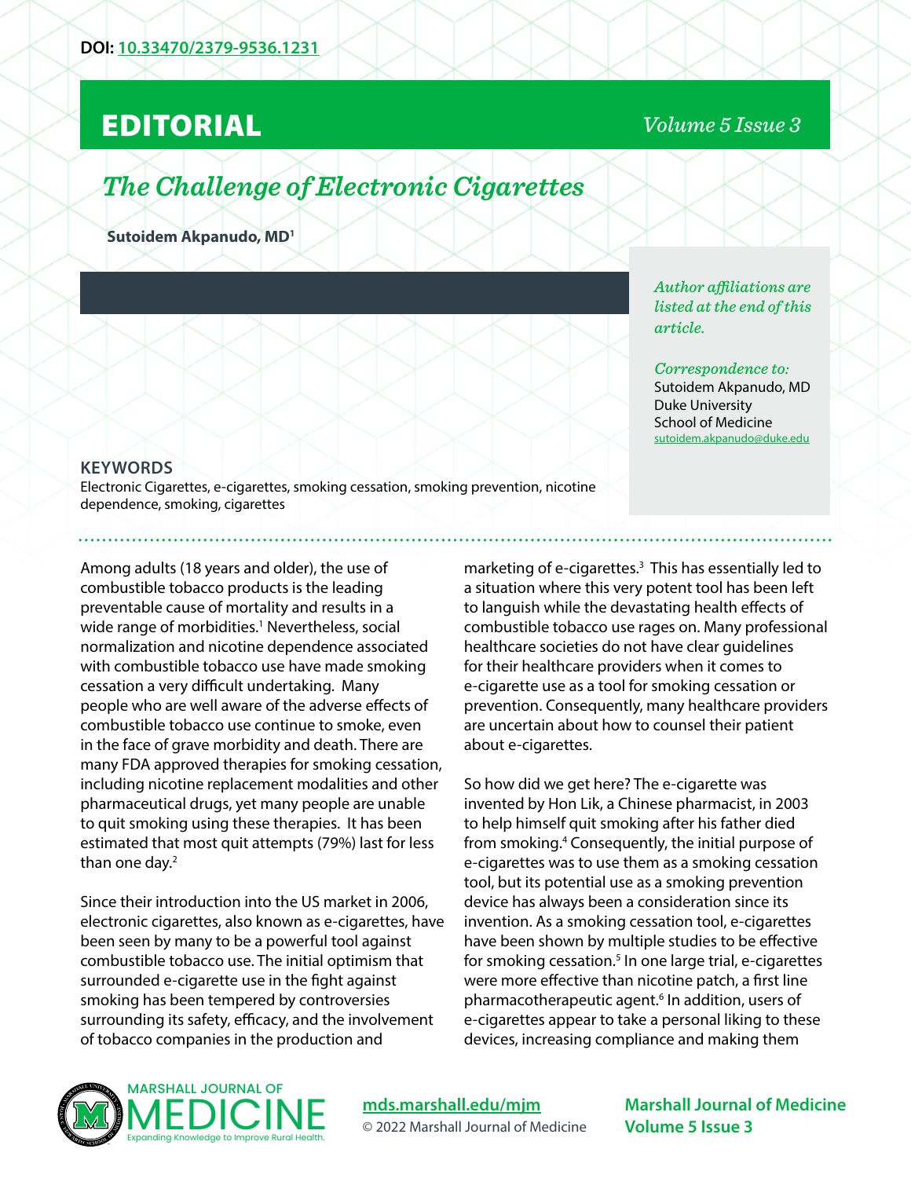DOI: 10.33470/2379-9536.1231

# EDITORIAL

## *The Challenge of Electronic Cigarettes*

**Sutoidem Akpanudo, MD[1]**

*Author affiliations are listed at the end of this article.*

*Correspondence to:*
Sutoidem Akpanudo, MD
Duke University
School of Medicine
sutoidem.akpanudo@duke.edu

### KEYWORDS

Electronic Cigarettes, e-cigarettes, smoking cessation, smoking prevention, nicotine dependence, smoking, cigarettes

Among adults (18 years and older), the use of combustible tobacco products is the leading preventable cause of mortality and results in a wide range of morbidities.[1] Nevertheless, social normalization and nicotine dependence associated with combustible tobacco use have made smoking cessation a very difficult undertaking. Many people who are well aware of the adverse effects of combustible tobacco use continue to smoke, even in the face of grave morbidity and death. There are many FDA approved therapies for smoking cessation, including nicotine replacement modalities and other pharmaceutical drugs, yet many people are unable to quit smoking using these therapies. It has been estimated that most quit attempts (79%) last for less than one day.[2]

Since their introduction into the US market in 2006, electronic cigarettes, also known as e-cigarettes, have been seen by many to be a powerful tool against combustible tobacco use. The initial optimism that surrounded e-cigarette use in the fight against smoking has been tempered by controversies surrounding its safety, efficacy, and the involvement of tobacco companies in the production and marketing of e-cigarettes.[3] This has essentially led to a situation where this very potent tool has been left to languish while the devastating health effects of combustible tobacco use rages on. Many professional healthcare societies do not have clear guidelines for their healthcare providers when it comes to e-cigarette use as a tool for smoking cessation or prevention. Consequently, many healthcare providers are uncertain about how to counsel their patient about e-cigarettes.

So how did we get here? The e-cigarette was invented by Hon Lik, a Chinese pharmacist, in 2003 to help himself quit smoking after his father died from smoking.[4] Consequently, the initial purpose of e-cigarettes was to use them as a smoking cessation tool, but its potential use as a smoking prevention device has always been a consideration since its invention. As a smoking cessation tool, e-cigarettes have been shown by multiple studies to be effective for smoking cessation.[5] In one large trial, e-cigarettes were more effective than nicotine patch, a first line pharmacotherapeutic agent.[6] In addition, users of e-cigarettes appear to take a personal liking to these devices, increasing compliance and making them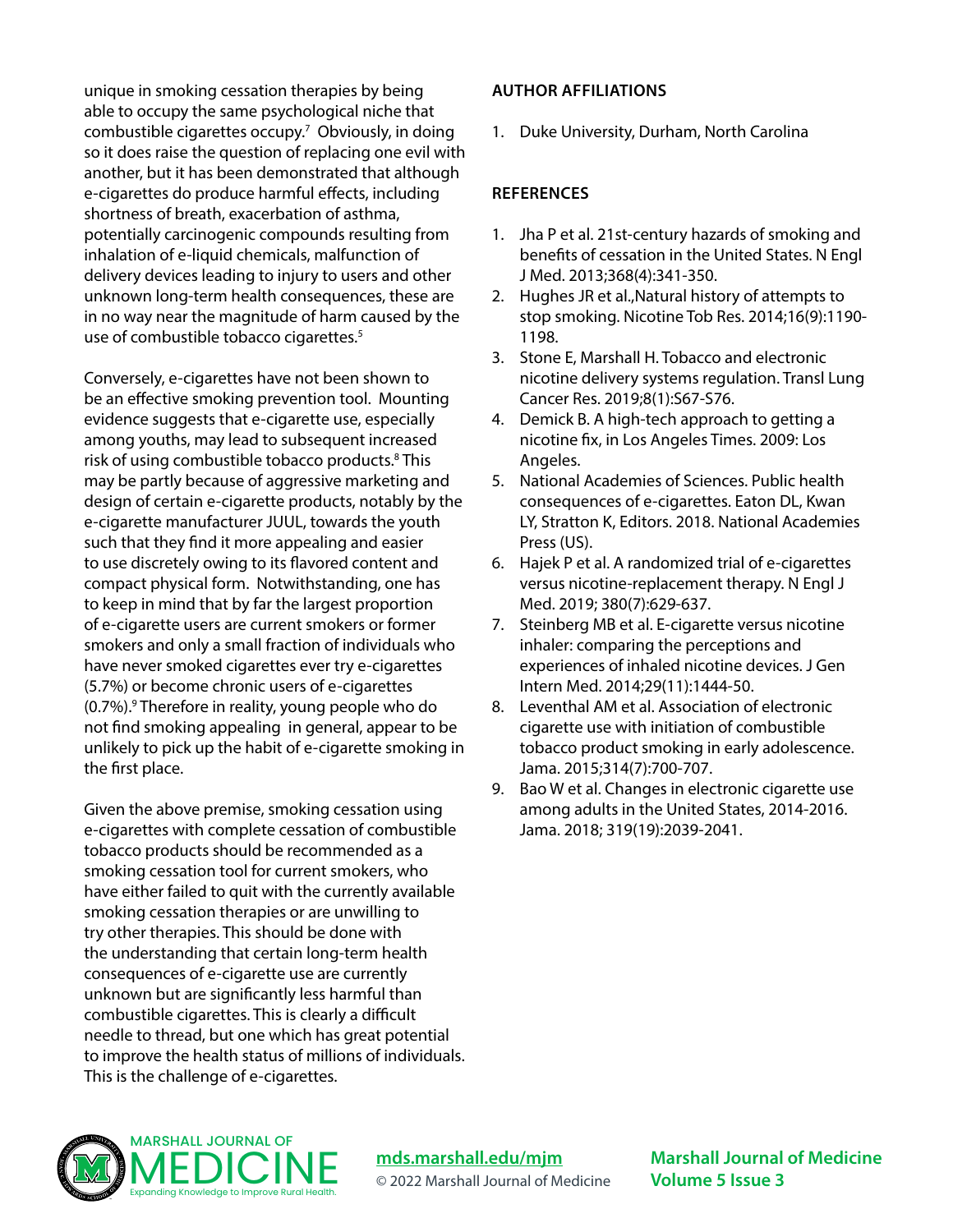unique in smoking cessation therapies by being able to occupy the same psychological niche that combustible cigarettes occupy.[7] Obviously, in doing so it does raise the question of replacing one evil with another, but it has been demonstrated that although e-cigarettes do produce harmful effects, including shortness of breath, exacerbation of asthma, potentially carcinogenic compounds resulting from inhalation of e-liquid chemicals, malfunction of delivery devices leading to injury to users and other unknown long-term health consequences, these are in no way near the magnitude of harm caused by the use of combustible tobacco cigarettes.[5]

Conversely, e-cigarettes have not been shown to be an effective smoking prevention tool. Mounting evidence suggests that e-cigarette use, especially among youths, may lead to subsequent increased risk of using combustible tobacco products.[8] This may be partly because of aggressive marketing and design of certain e-cigarette products, notably by the e-cigarette manufacturer JUUL, towards the youth such that they find it more appealing and easier to use discretely owing to its flavored content and compact physical form. Notwithstanding, one has to keep in mind that by far the largest proportion of e-cigarette users are current smokers or former smokers and only a small fraction of individuals who have never smoked cigarettes ever try e-cigarettes (5.7%) or become chronic users of e-cigarettes (0.7%).[9] Therefore in reality, young people who do not find smoking appealing in general, appear to be unlikely to pick up the habit of e-cigarette smoking in the first place.

Given the above premise, smoking cessation using e-cigarettes with complete cessation of combustible tobacco products should be recommended as a smoking cessation tool for current smokers, who have either failed to quit with the currently available smoking cessation therapies or are unwilling to try other therapies. This should be done with the understanding that certain long-term health consequences of e-cigarette use are currently unknown but are significantly less harmful than combustible cigarettes. This is clearly a difficult needle to thread, but one which has great potential to improve the health status of millions of individuals. This is the challenge of e-cigarettes.

## AUTHOR AFFILIATIONS

1. Duke University, Durham, North Carolina

## REFERENCES

1. Jha P et al. 21st-century hazards of smoking and benefits of cessation in the United States. N Engl J Med. 2013;368(4):341-350.
2. Hughes JR et al.,Natural history of attempts to stop smoking. Nicotine Tob Res. 2014;16(9):1190-1198.
3. Stone E, Marshall H. Tobacco and electronic nicotine delivery systems regulation. Transl Lung Cancer Res. 2019;8(1):S67-S76.
4. Demick B. A high-tech approach to getting a nicotine fix, in Los Angeles Times. 2009: Los Angeles.
5. National Academies of Sciences. Public health consequences of e-cigarettes. Eaton DL, Kwan LY, Stratton K, Editors. 2018. National Academies Press (US).
6. Hajek P et al. A randomized trial of e-cigarettes versus nicotine-replacement therapy. N Engl J Med. 2019; 380(7):629-637.
7. Steinberg MB et al. E-cigarette versus nicotine inhaler: comparing the perceptions and experiences of inhaled nicotine devices. J Gen Intern Med. 2014;29(11):1444-50.
8. Leventhal AM et al. Association of electronic cigarette use with initiation of combustible tobacco product smoking in early adolescence. Jama. 2015;314(7):700-707.
9. Bao W et al. Changes in electronic cigarette use among adults in the United States, 2014-2016. Jama. 2018; 319(19):2039-2041.